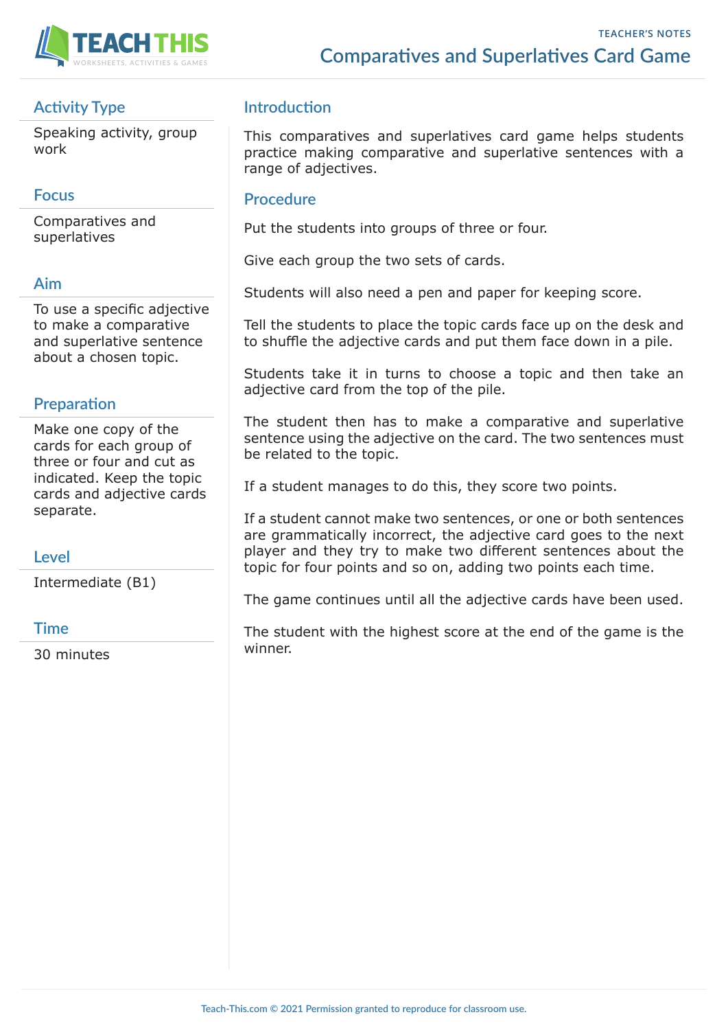TEACHER'S NOTES

# Comparatives and Superlatives Card Game

## Activity Type

Speaking activity, group work

## Focus

Comparatives and superlatives

## Aim

To use a specific adjective to make a comparative and superlative sentence about a chosen topic.

## Preparation

Make one copy of the cards for each group of three or four and cut as indicated. Keep the topic cards and adjective cards separate.

## Level

Intermediate (B1)

## Time

30 minutes

## Introduction

This comparatives and superlatives card game helps students practice making comparative and superlative sentences with a range of adjectives.

## Procedure

Put the students into groups of three or four.

Give each group the two sets of cards.

Students will also need a pen and paper for keeping score.

Tell the students to place the topic cards face up on the desk and to shuffle the adjective cards and put them face down in a pile.

Students take it in turns to choose a topic and then take an adjective card from the top of the pile.

The student then has to make a comparative and superlative sentence using the adjective on the card. The two sentences must be related to the topic.

If a student manages to do this, they score two points.

If a student cannot make two sentences, or one or both sentences are grammatically incorrect, the adjective card goes to the next player and they try to make two different sentences about the topic for four points and so on, adding two points each time.

The game continues until all the adjective cards have been used.

The student with the highest score at the end of the game is the winner.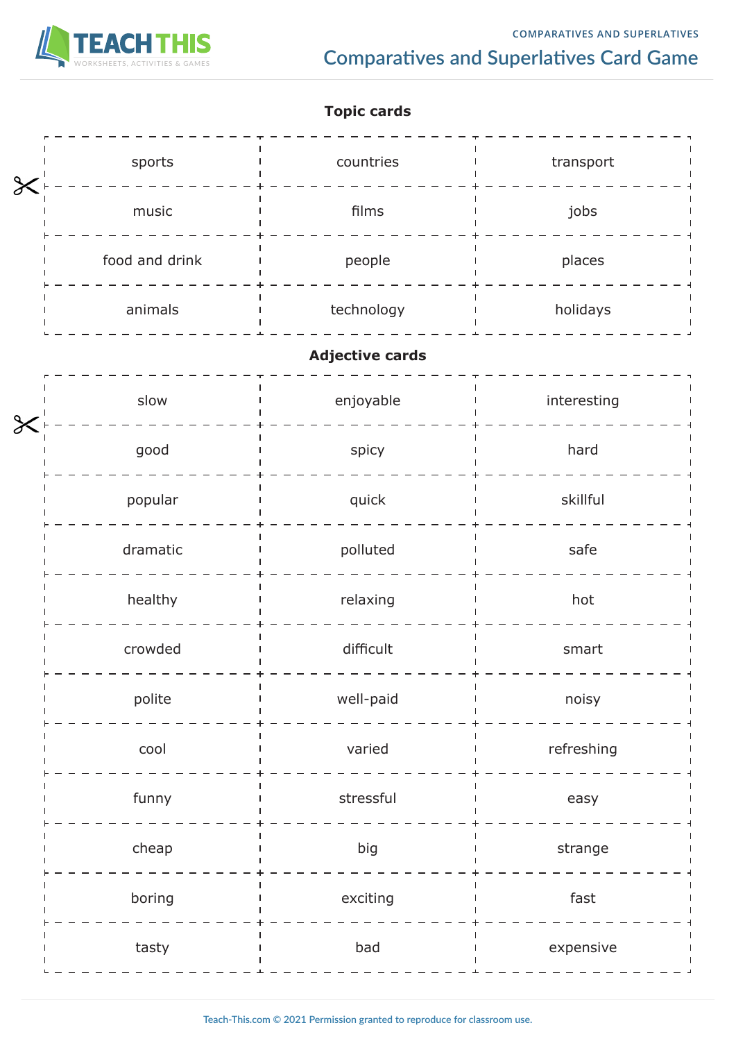# Comparatives and Superlatives Card Game

COMPARATIVES AND SUPERLATIVES

## Topic cards

| | | |
|---|---|---|
| sports | countries | transport |
| music | films | jobs |
| food and drink | people | places |
| animals | technology | holidays |

## Adjective cards

| | | |
|---|---|---|
| slow | enjoyable | interesting |
| good | spicy | hard |
| popular | quick | skillful |
| dramatic | polluted | safe |
| healthy | relaxing | hot |
| crowded | difficult | smart |
| polite | well-paid | noisy |
| cool | varied | refreshing |
| funny | stressful | easy |
| cheap | big | strange |
| boring | exciting | fast |
| tasty | bad | expensive |

Teach-This.com © 2021 Permission granted to reproduce for classroom use.